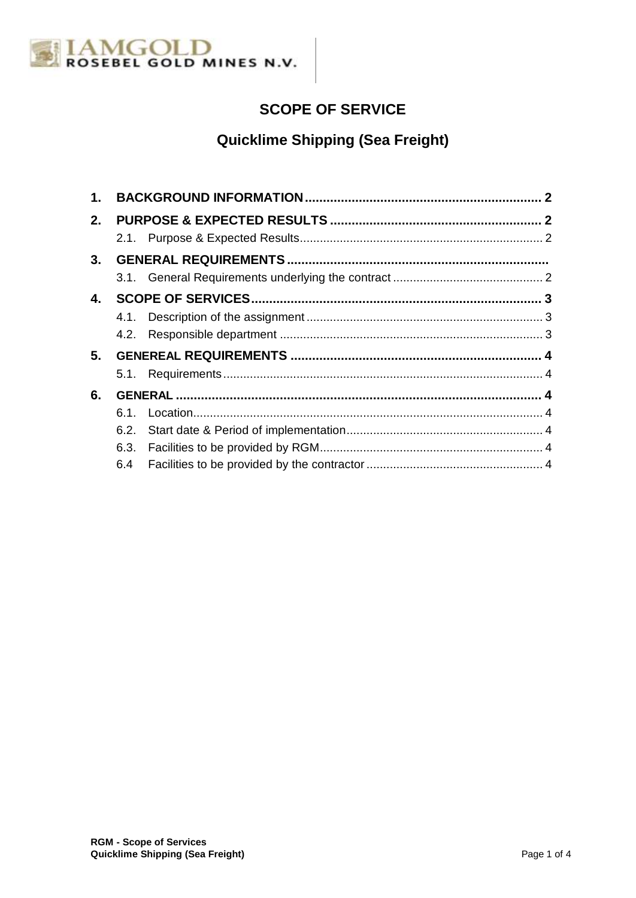IAMGOLD
ROSEBEL GOLD MINES N.V.

# SCOPE OF SERVICE

## Quicklime Shipping (Sea Freight)

**1. BACKGROUND INFORMATION** .................................................................. 2

**2. PURPOSE & EXPECTED RESULTS** ........................................................... 2

- 2.1. Purpose & Expected Results ......................................................................... 2

**3. GENERAL REQUIREMENTS** .........................................................................

- 3.1. General Requirements underlying the contract ............................................. 2

**4. SCOPE OF SERVICES** ................................................................................. 3

- 4.1. Description of the assignment ....................................................................... 3
- 4.2. Responsible department ............................................................................... 3

**5. GENEREAL REQUIREMENTS** ...................................................................... 4

- 5.1. Requirements ................................................................................................ 4

**6. GENERAL** ...................................................................................................... 4

- 6.1. Location ......................................................................................................... 4
- 6.2. Start date & Period of implementation ........................................................... 4
- 6.3. Facilities to be provided by RGM ................................................................... 4
- 6.4 Facilities to be provided by the contractor ..................................................... 4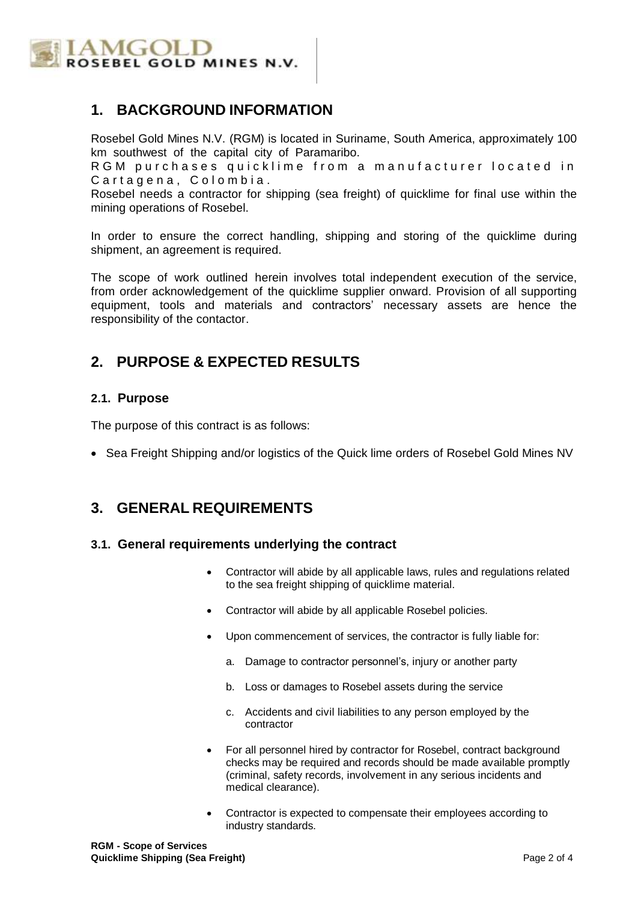## 1. BACKGROUND INFORMATION

Rosebel Gold Mines N.V. (RGM) is located in Suriname, South America, approximately 100 km southwest of the capital city of Paramaribo.
RGM purchases quicklime from a manufacturer located in Cartagena, Colombia.
Rosebel needs a contractor for shipping (sea freight) of quicklime for final use within the mining operations of Rosebel.

In order to ensure the correct handling, shipping and storing of the quicklime during shipment, an agreement is required.

The scope of work outlined herein involves total independent execution of the service, from order acknowledgement of the quicklime supplier onward. Provision of all supporting equipment, tools and materials and contractors' necessary assets are hence the responsibility of the contactor.

## 2. PURPOSE & EXPECTED RESULTS

### 2.1. Purpose

The purpose of this contract is as follows:

- Sea Freight Shipping and/or logistics of the Quick lime orders of Rosebel Gold Mines NV

## 3. GENERAL REQUIREMENTS

### 3.1. General requirements underlying the contract

- Contractor will abide by all applicable laws, rules and regulations related to the sea freight shipping of quicklime material.
- Contractor will abide by all applicable Rosebel policies.
- Upon commencement of services, the contractor is fully liable for:
  a. Damage to contractor personnel's, injury or another party
  b. Loss or damages to Rosebel assets during the service
  c. Accidents and civil liabilities to any person employed by the contractor
- For all personnel hired by contractor for Rosebel, contract background checks may be required and records should be made available promptly (criminal, safety records, involvement in any serious incidents and medical clearance).
- Contractor is expected to compensate their employees according to industry standards.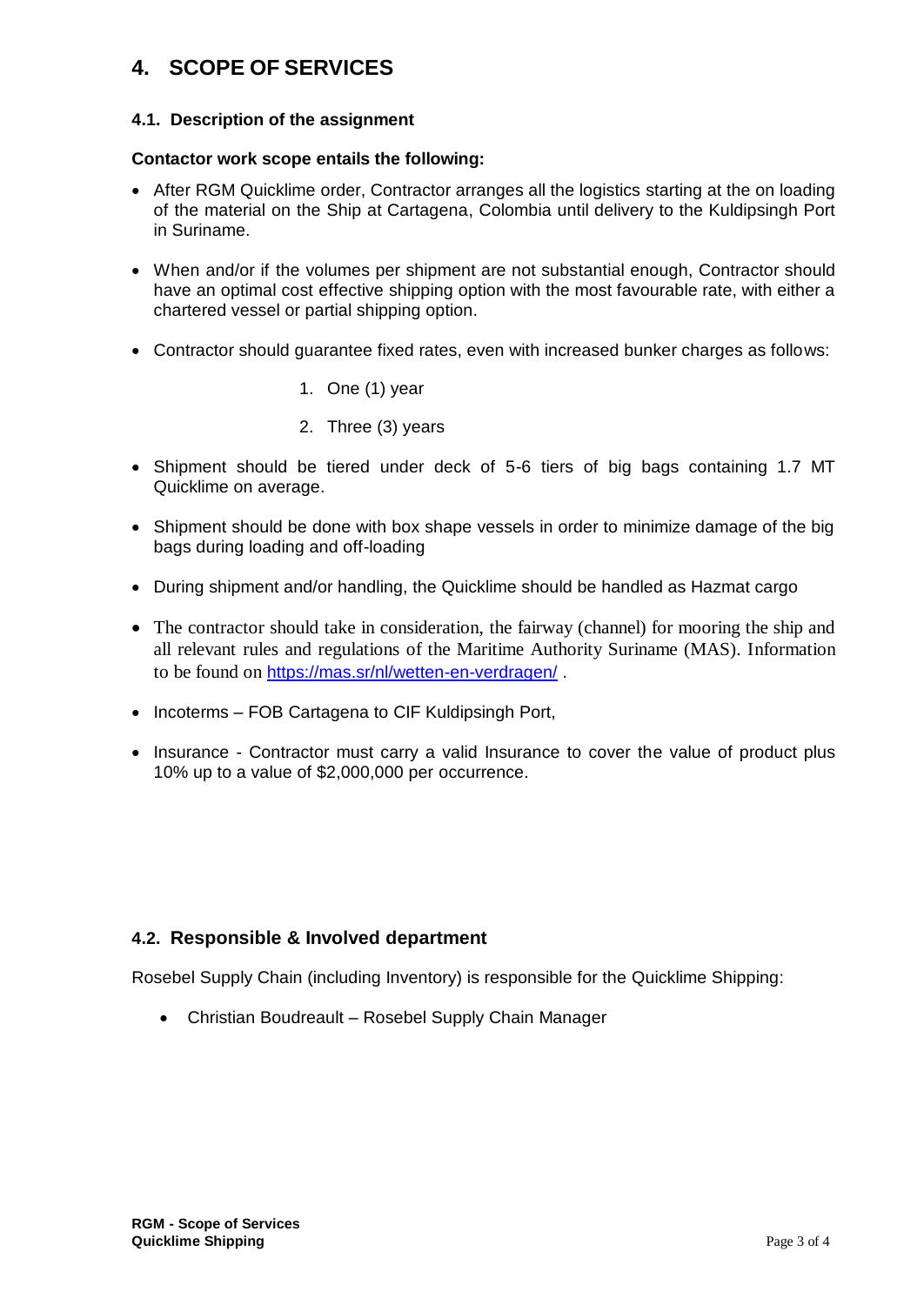# 4. SCOPE OF SERVICES

## 4.1. Description of the assignment

**Contactor work scope entails the following:**

- After RGM Quicklime order, Contractor arranges all the logistics starting at the on loading of the material on the Ship at Cartagena, Colombia until delivery to the Kuldipsingh Port in Suriname.

- When and/or if the volumes per shipment are not substantial enough, Contractor should have an optimal cost effective shipping option with the most favourable rate, with either a chartered vessel or partial shipping option.

- Contractor should guarantee fixed rates, even with increased bunker charges as follows:

  1. One (1) year
  2. Three (3) years

- Shipment should be tiered under deck of 5-6 tiers of big bags containing 1.7 MT Quicklime on average.

- Shipment should be done with box shape vessels in order to minimize damage of the big bags during loading and off-loading

- During shipment and/or handling, the Quicklime should be handled as Hazmat cargo

- The contractor should take in consideration, the fairway (channel) for mooring the ship and all relevant rules and regulations of the Maritime Authority Suriname (MAS). Information to be found on [https://mas.sr/nl/wetten-en-verdragen/](https://mas.sr/nl/wetten-en-verdragen/) .

- Incoterms – FOB Cartagena to CIF Kuldipsingh Port,

- Insurance - Contractor must carry a valid Insurance to cover the value of product plus 10% up to a value of $2,000,000 per occurrence.

## 4.2. Responsible & Involved department

Rosebel Supply Chain (including Inventory) is responsible for the Quicklime Shipping:

- Christian Boudreault – Rosebel Supply Chain Manager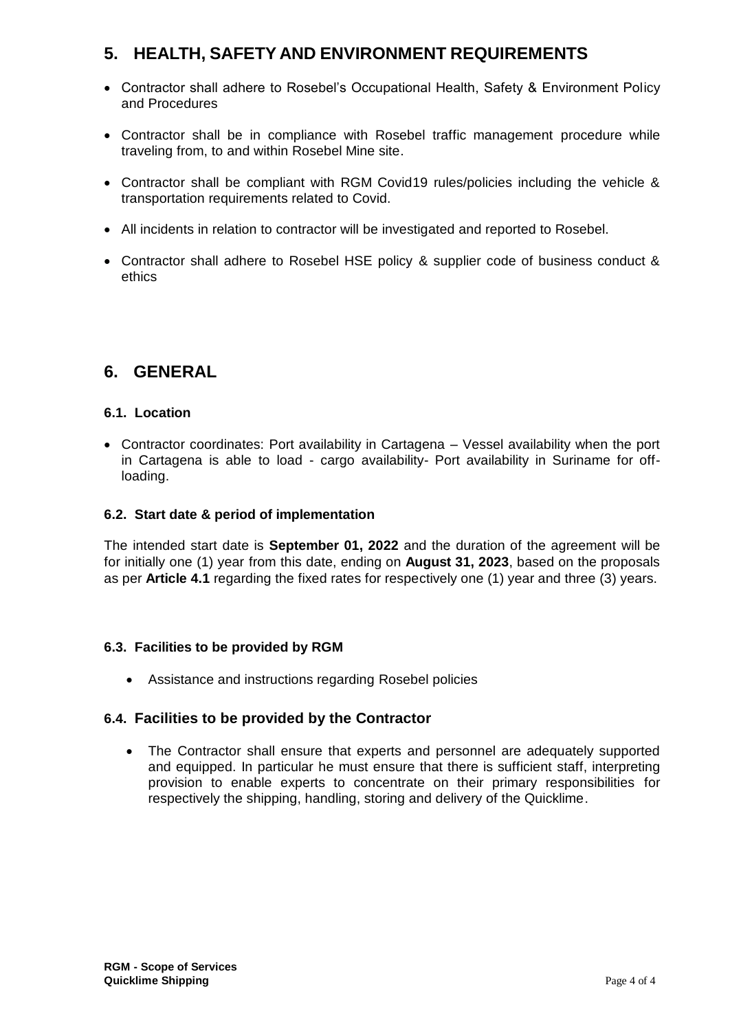## 5. HEALTH, SAFETY AND ENVIRONMENT REQUIREMENTS

- Contractor shall adhere to Rosebel's Occupational Health, Safety & Environment Policy and Procedures
- Contractor shall be in compliance with Rosebel traffic management procedure while traveling from, to and within Rosebel Mine site.
- Contractor shall be compliant with RGM Covid19 rules/policies including the vehicle & transportation requirements related to Covid.
- All incidents in relation to contractor will be investigated and reported to Rosebel.
- Contractor shall adhere to Rosebel HSE policy & supplier code of business conduct & ethics

## 6. GENERAL

### 6.1. Location

- Contractor coordinates: Port availability in Cartagena – Vessel availability when the port in Cartagena is able to load - cargo availability- Port availability in Suriname for off-loading.

### 6.2. Start date & period of implementation

The intended start date is **September 01, 2022** and the duration of the agreement will be for initially one (1) year from this date, ending on **August 31, 2023**, based on the proposals as per **Article 4.1** regarding the fixed rates for respectively one (1) year and three (3) years.

### 6.3. Facilities to be provided by RGM

- Assistance and instructions regarding Rosebel policies

### 6.4. Facilities to be provided by the Contractor

- The Contractor shall ensure that experts and personnel are adequately supported and equipped. In particular he must ensure that there is sufficient staff, interpreting provision to enable experts to concentrate on their primary responsibilities for respectively the shipping, handling, storing and delivery of the Quicklime.